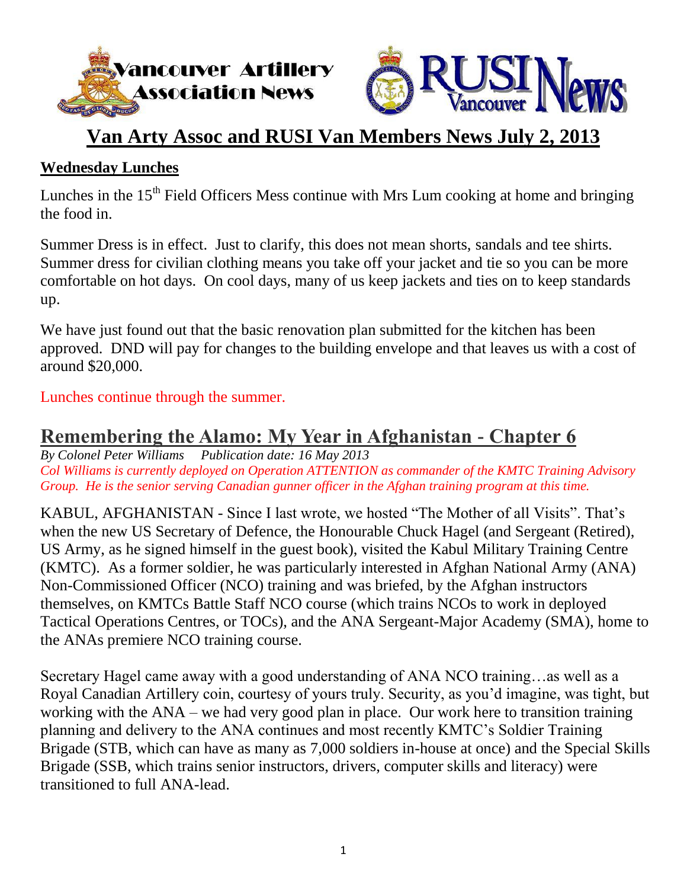Vancouver Artillery Association News

RUSI Vancouver News

# Van Arty Assoc and RUSI Van Members News July 2, 2013

## Wednesday Lunches

Lunches in the 15th Field Officers Mess continue with Mrs Lum cooking at home and bringing the food in.

Summer Dress is in effect. Just to clarify, this does not mean shorts, sandals and tee shirts. Summer dress for civilian clothing means you take off your jacket and tie so you can be more comfortable on hot days. On cool days, many of us keep jackets and ties on to keep standards up.

We have just found out that the basic renovation plan submitted for the kitchen has been approved. DND will pay for changes to the building envelope and that leaves us with a cost of around $20,000.

Lunches continue through the summer.

## Remembering the Alamo: My Year in Afghanistan - Chapter 6

*By Colonel Peter Williams     Publication date: 16 May 2013*

*Col Williams is currently deployed on Operation ATTENTION as commander of the KMTC Training Advisory Group. He is the senior serving Canadian gunner officer in the Afghan training program at this time.*

KABUL, AFGHANISTAN - Since I last wrote, we hosted "The Mother of all Visits". That's when the new US Secretary of Defence, the Honourable Chuck Hagel (and Sergeant (Retired), US Army, as he signed himself in the guest book), visited the Kabul Military Training Centre (KMTC). As a former soldier, he was particularly interested in Afghan National Army (ANA) Non-Commissioned Officer (NCO) training and was briefed, by the Afghan instructors themselves, on KMTCs Battle Staff NCO course (which trains NCOs to work in deployed Tactical Operations Centres, or TOCs), and the ANA Sergeant-Major Academy (SMA), home to the ANAs premiere NCO training course.

Secretary Hagel came away with a good understanding of ANA NCO training…as well as a Royal Canadian Artillery coin, courtesy of yours truly. Security, as you'd imagine, was tight, but working with the ANA – we had very good plan in place. Our work here to transition training planning and delivery to the ANA continues and most recently KMTC's Soldier Training Brigade (STB, which can have as many as 7,000 soldiers in-house at once) and the Special Skills Brigade (SSB, which trains senior instructors, drivers, computer skills and literacy) were transitioned to full ANA-lead.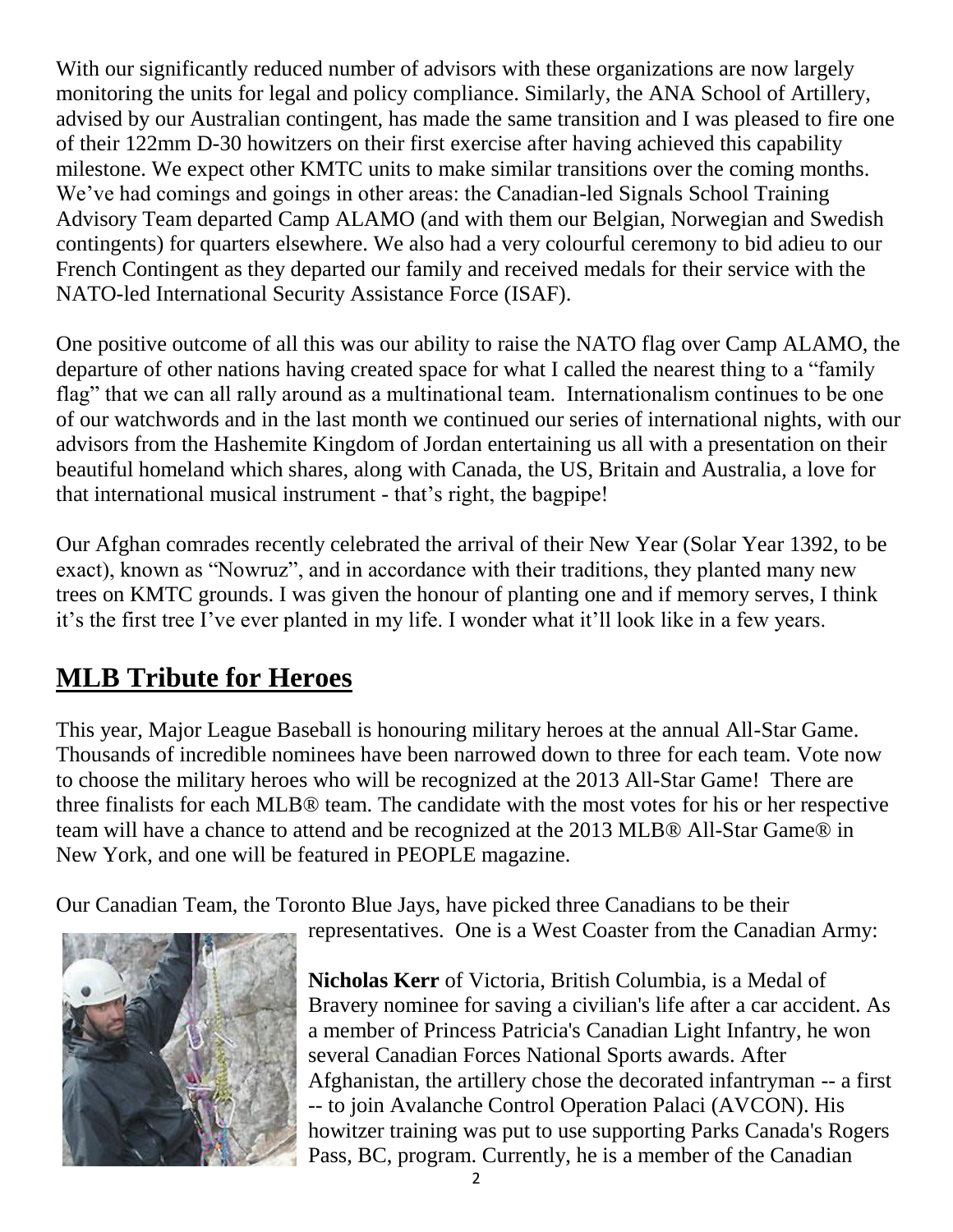With our significantly reduced number of advisors with these organizations are now largely monitoring the units for legal and policy compliance. Similarly, the ANA School of Artillery, advised by our Australian contingent, has made the same transition and I was pleased to fire one of their 122mm D-30 howitzers on their first exercise after having achieved this capability milestone. We expect other KMTC units to make similar transitions over the coming months. We've had comings and goings in other areas: the Canadian-led Signals School Training Advisory Team departed Camp ALAMO (and with them our Belgian, Norwegian and Swedish contingents) for quarters elsewhere. We also had a very colourful ceremony to bid adieu to our French Contingent as they departed our family and received medals for their service with the NATO-led International Security Assistance Force (ISAF).

One positive outcome of all this was our ability to raise the NATO flag over Camp ALAMO, the departure of other nations having created space for what I called the nearest thing to a "family flag" that we can all rally around as a multinational team. Internationalism continues to be one of our watchwords and in the last month we continued our series of international nights, with our advisors from the Hashemite Kingdom of Jordan entertaining us all with a presentation on their beautiful homeland which shares, along with Canada, the US, Britain and Australia, a love for that international musical instrument - that's right, the bagpipe!

Our Afghan comrades recently celebrated the arrival of their New Year (Solar Year 1392, to be exact), known as "Nowruz", and in accordance with their traditions, they planted many new trees on KMTC grounds. I was given the honour of planting one and if memory serves, I think it's the first tree I've ever planted in my life. I wonder what it'll look like in a few years.

## **MLB Tribute for Heroes**

This year, Major League Baseball is honouring military heroes at the annual All-Star Game. Thousands of incredible nominees have been narrowed down to three for each team. Vote now to choose the military heroes who will be recognized at the 2013 All-Star Game! There are three finalists for each MLB® team. The candidate with the most votes for his or her respective team will have a chance to attend and be recognized at the 2013 MLB® All-Star Game® in New York, and one will be featured in PEOPLE magazine.

Our Canadian Team, the Toronto Blue Jays, have picked three Canadians to be their representatives. One is a West Coaster from the Canadian Army:

**Nicholas Kerr** of Victoria, British Columbia, is a Medal of Bravery nominee for saving a civilian's life after a car accident. As a member of Princess Patricia's Canadian Light Infantry, he won several Canadian Forces National Sports awards. After Afghanistan, the artillery chose the decorated infantryman -- a first -- to join Avalanche Control Operation Palaci (AVCON). His howitzer training was put to use supporting Parks Canada's Rogers Pass, BC, program. Currently, he is a member of the Canadian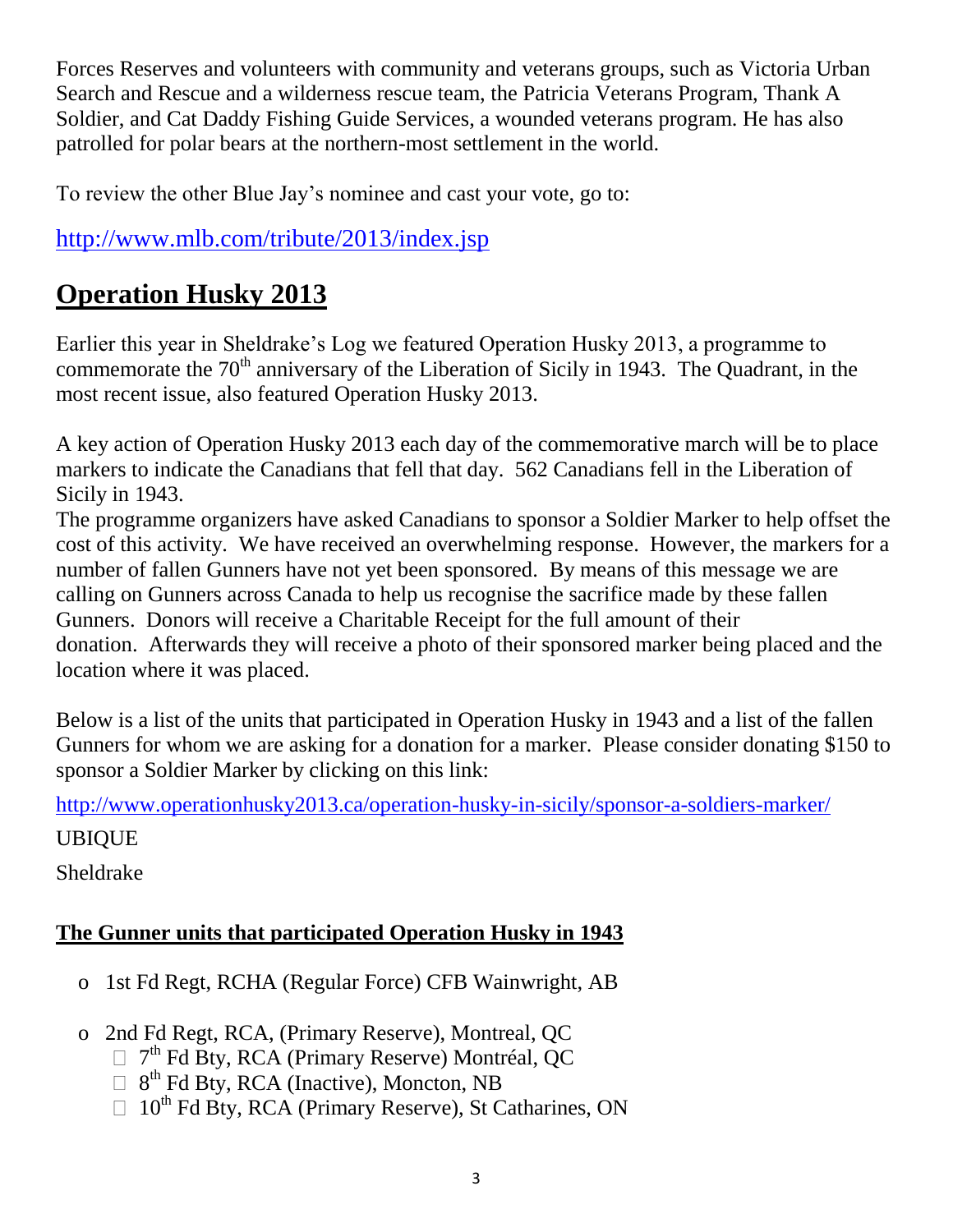Forces Reserves and volunteers with community and veterans groups, such as Victoria Urban Search and Rescue and a wilderness rescue team, the Patricia Veterans Program, Thank A Soldier, and Cat Daddy Fishing Guide Services, a wounded veterans program. He has also patrolled for polar bears at the northern-most settlement in the world.

To review the other Blue Jay's nominee and cast your vote, go to:

http://www.mlb.com/tribute/2013/index.jsp

## Operation Husky 2013

Earlier this year in Sheldrake's Log we featured Operation Husky 2013, a programme to commemorate the 70th anniversary of the Liberation of Sicily in 1943. The Quadrant, in the most recent issue, also featured Operation Husky 2013.

A key action of Operation Husky 2013 each day of the commemorative march will be to place markers to indicate the Canadians that fell that day. 562 Canadians fell in the Liberation of Sicily in 1943.

The programme organizers have asked Canadians to sponsor a Soldier Marker to help offset the cost of this activity. We have received an overwhelming response. However, the markers for a number of fallen Gunners have not yet been sponsored. By means of this message we are calling on Gunners across Canada to help us recognise the sacrifice made by these fallen Gunners. Donors will receive a Charitable Receipt for the full amount of their donation. Afterwards they will receive a photo of their sponsored marker being placed and the location where it was placed.

Below is a list of the units that participated in Operation Husky in 1943 and a list of the fallen Gunners for whom we are asking for a donation for a marker. Please consider donating $150 to sponsor a Soldier Marker by clicking on this link:

http://www.operationhusky2013.ca/operation-husky-in-sicily/sponsor-a-soldiers-marker/

UBIQUE

Sheldrake

### The Gunner units that participated Operation Husky in 1943

- 1st Fd Regt, RCHA (Regular Force) CFB Wainwright, AB
- 2nd Fd Regt, RCA, (Primary Reserve), Montreal, QC
  - 7th Fd Bty, RCA (Primary Reserve) Montréal, QC
  - 8th Fd Bty, RCA (Inactive), Moncton, NB
  - 10th Fd Bty, RCA (Primary Reserve), St Catharines, ON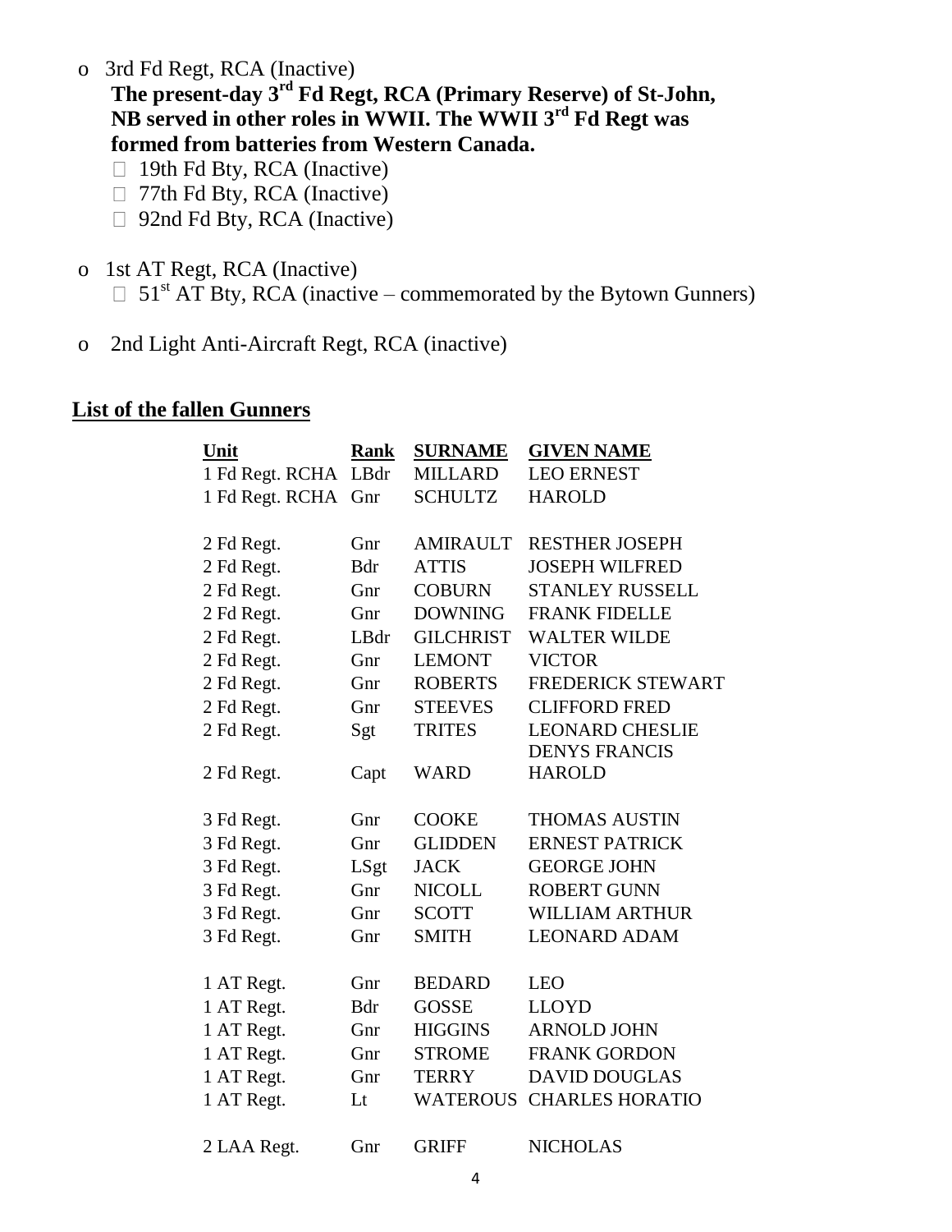- 3rd Fd Regt, RCA (Inactive)

  **The present-day 3rd Fd Regt, RCA (Primary Reserve) of St-John, NB served in other roles in WWII. The WWII 3rd Fd Regt was formed from batteries from Western Canada.**

  - 19th Fd Bty, RCA (Inactive)
  - 77th Fd Bty, RCA (Inactive)
  - 92nd Fd Bty, RCA (Inactive)

- 1st AT Regt, RCA (Inactive)
  - 51st AT Bty, RCA (inactive – commemorated by the Bytown Gunners)

- 2nd Light Anti-Aircraft Regt, RCA (inactive)

## List of the fallen Gunners

| Unit | Rank | SURNAME | GIVEN NAME |
|---|---|---|---|
| 1 Fd Regt. RCHA | LBdr | MILLARD | LEO ERNEST |
| 1 Fd Regt. RCHA | Gnr | SCHULTZ | HAROLD |
| | | | |
| 2 Fd Regt. | Gnr | AMIRAULT | RESTHER JOSEPH |
| 2 Fd Regt. | Bdr | ATTIS | JOSEPH WILFRED |
| 2 Fd Regt. | Gnr | COBURN | STANLEY RUSSELL |
| 2 Fd Regt. | Gnr | DOWNING | FRANK FIDELLE |
| 2 Fd Regt. | LBdr | GILCHRIST | WALTER WILDE |
| 2 Fd Regt. | Gnr | LEMONT | VICTOR |
| 2 Fd Regt. | Gnr | ROBERTS | FREDERICK STEWART |
| 2 Fd Regt. | Gnr | STEEVES | CLIFFORD FRED |
| 2 Fd Regt. | Sgt | TRITES | LEONARD CHESLIE |
| 2 Fd Regt. | Capt | WARD | DENYS FRANCIS HAROLD |
| | | | |
| 3 Fd Regt. | Gnr | COOKE | THOMAS AUSTIN |
| 3 Fd Regt. | Gnr | GLIDDEN | ERNEST PATRICK |
| 3 Fd Regt. | LSgt | JACK | GEORGE JOHN |
| 3 Fd Regt. | Gnr | NICOLL | ROBERT GUNN |
| 3 Fd Regt. | Gnr | SCOTT | WILLIAM ARTHUR |
| 3 Fd Regt. | Gnr | SMITH | LEONARD ADAM |
| | | | |
| 1 AT Regt. | Gnr | BEDARD | LEO |
| 1 AT Regt. | Bdr | GOSSE | LLOYD |
| 1 AT Regt. | Gnr | HIGGINS | ARNOLD JOHN |
| 1 AT Regt. | Gnr | STROME | FRANK GORDON |
| 1 AT Regt. | Gnr | TERRY | DAVID DOUGLAS |
| 1 AT Regt. | Lt | WATEROUS | CHARLES HORATIO |
| | | | |
| 2 LAA Regt. | Gnr | GRIFF | NICHOLAS |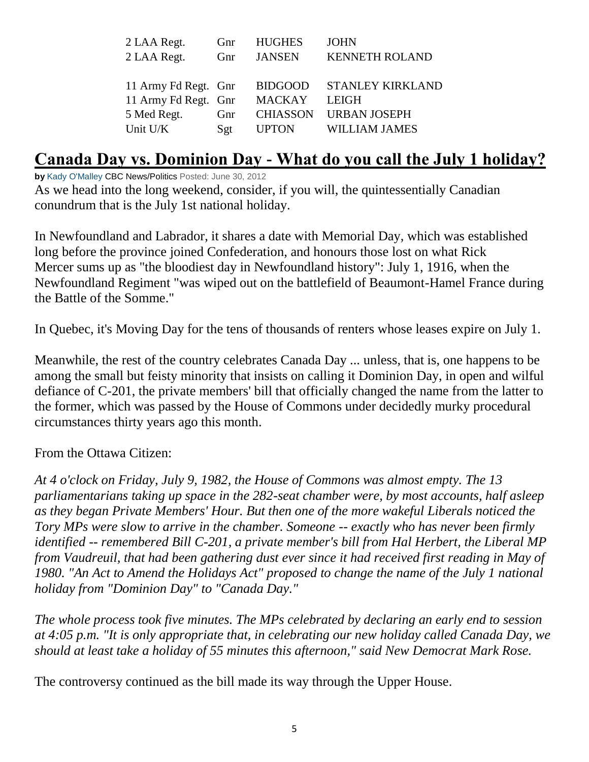| | | | |
|---|---|---|---|
| 2 LAA Regt. | Gnr | HUGHES | JOHN |
| 2 LAA Regt. | Gnr | JANSEN | KENNETH ROLAND |
| 11 Army Fd Regt. | Gnr | BIDGOOD | STANLEY KIRKLAND |
| 11 Army Fd Regt. | Gnr | MACKAY | LEIGH |
| 5 Med Regt. | Gnr | CHIASSON | URBAN JOSEPH |
| Unit U/K | Sgt | UPTON | WILLIAM JAMES |

## Canada Day vs. Dominion Day - What do you call the July 1 holiday?

**by** Kady O'Malley CBC News/Politics Posted: June 30, 2012

As we head into the long weekend, consider, if you will, the quintessentially Canadian conundrum that is the July 1st national holiday.

In Newfoundland and Labrador, it shares a date with Memorial Day, which was established long before the province joined Confederation, and honours those lost on what Rick Mercer sums up as "the bloodiest day in Newfoundland history": July 1, 1916, when the Newfoundland Regiment "was wiped out on the battlefield of Beaumont-Hamel France during the Battle of the Somme."

In Quebec, it's Moving Day for the tens of thousands of renters whose leases expire on July 1.

Meanwhile, the rest of the country celebrates Canada Day ... unless, that is, one happens to be among the small but feisty minority that insists on calling it Dominion Day, in open and wilful defiance of C-201, the private members' bill that officially changed the name from the latter to the former, which was passed by the House of Commons under decidedly murky procedural circumstances thirty years ago this month.

From the Ottawa Citizen:

*At 4 o'clock on Friday, July 9, 1982, the House of Commons was almost empty. The 13 parliamentarians taking up space in the 282-seat chamber were, by most accounts, half asleep as they began Private Members' Hour. But then one of the more wakeful Liberals noticed the Tory MPs were slow to arrive in the chamber. Someone -- exactly who has never been firmly identified -- remembered Bill C-201, a private member's bill from Hal Herbert, the Liberal MP from Vaudreuil, that had been gathering dust ever since it had received first reading in May of 1980. "An Act to Amend the Holidays Act" proposed to change the name of the July 1 national holiday from "Dominion Day" to "Canada Day."*

*The whole process took five minutes. The MPs celebrated by declaring an early end to session at 4:05 p.m. "It is only appropriate that, in celebrating our new holiday called Canada Day, we should at least take a holiday of 55 minutes this afternoon," said New Democrat Mark Rose.*

The controversy continued as the bill made its way through the Upper House.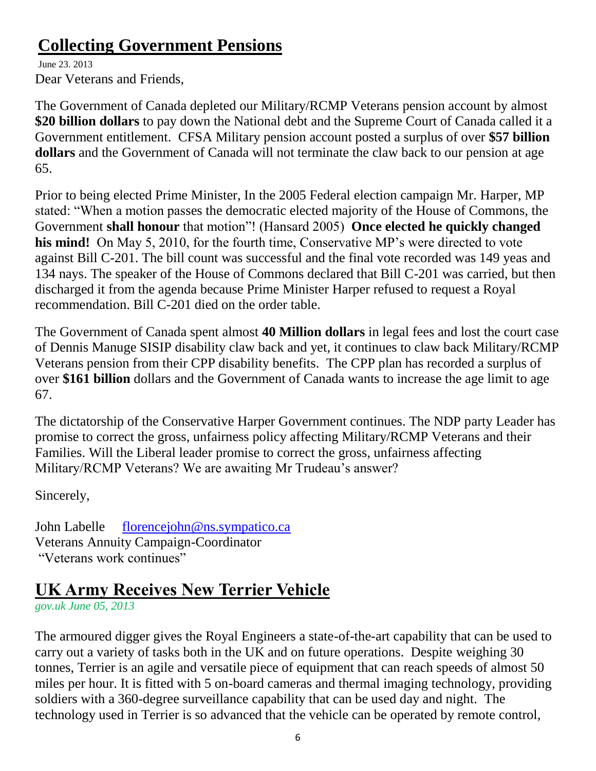## Collecting Government Pensions

June 23. 2013

Dear Veterans and Friends,

The Government of Canada depleted our Military/RCMP Veterans pension account by almost **$20 billion dollars** to pay down the National debt and the Supreme Court of Canada called it a Government entitlement. CFSA Military pension account posted a surplus of over **$57 billion dollars** and the Government of Canada will not terminate the claw back to our pension at age 65.

Prior to being elected Prime Minister, In the 2005 Federal election campaign Mr. Harper, MP stated: "When a motion passes the democratic elected majority of the House of Commons, the Government **shall honour** that motion"! (Hansard 2005) **Once elected he quickly changed his mind!** On May 5, 2010, for the fourth time, Conservative MP's were directed to vote against Bill C-201. The bill count was successful and the final vote recorded was 149 yeas and 134 nays. The speaker of the House of Commons declared that Bill C-201 was carried, but then discharged it from the agenda because Prime Minister Harper refused to request a Royal recommendation. Bill C-201 died on the order table.

The Government of Canada spent almost **40 Million dollars** in legal fees and lost the court case of Dennis Manuge SISIP disability claw back and yet, it continues to claw back Military/RCMP Veterans pension from their CPP disability benefits. The CPP plan has recorded a surplus of over **$161 billion** dollars and the Government of Canada wants to increase the age limit to age 67.

The dictatorship of the Conservative Harper Government continues. The NDP party Leader has promise to correct the gross, unfairness policy affecting Military/RCMP Veterans and their Families. Will the Liberal leader promise to correct the gross, unfairness affecting Military/RCMP Veterans? We are awaiting Mr Trudeau's answer?

Sincerely,

John Labelle florencejohn@ns.sympatico.ca
Veterans Annuity Campaign-Coordinator
"Veterans work continues"

## UK Army Receives New Terrier Vehicle

*gov.uk June 05, 2013*

The armoured digger gives the Royal Engineers a state-of-the-art capability that can be used to carry out a variety of tasks both in the UK and on future operations. Despite weighing 30 tonnes, Terrier is an agile and versatile piece of equipment that can reach speeds of almost 50 miles per hour. It is fitted with 5 on-board cameras and thermal imaging technology, providing soldiers with a 360-degree surveillance capability that can be used day and night. The technology used in Terrier is so advanced that the vehicle can be operated by remote control,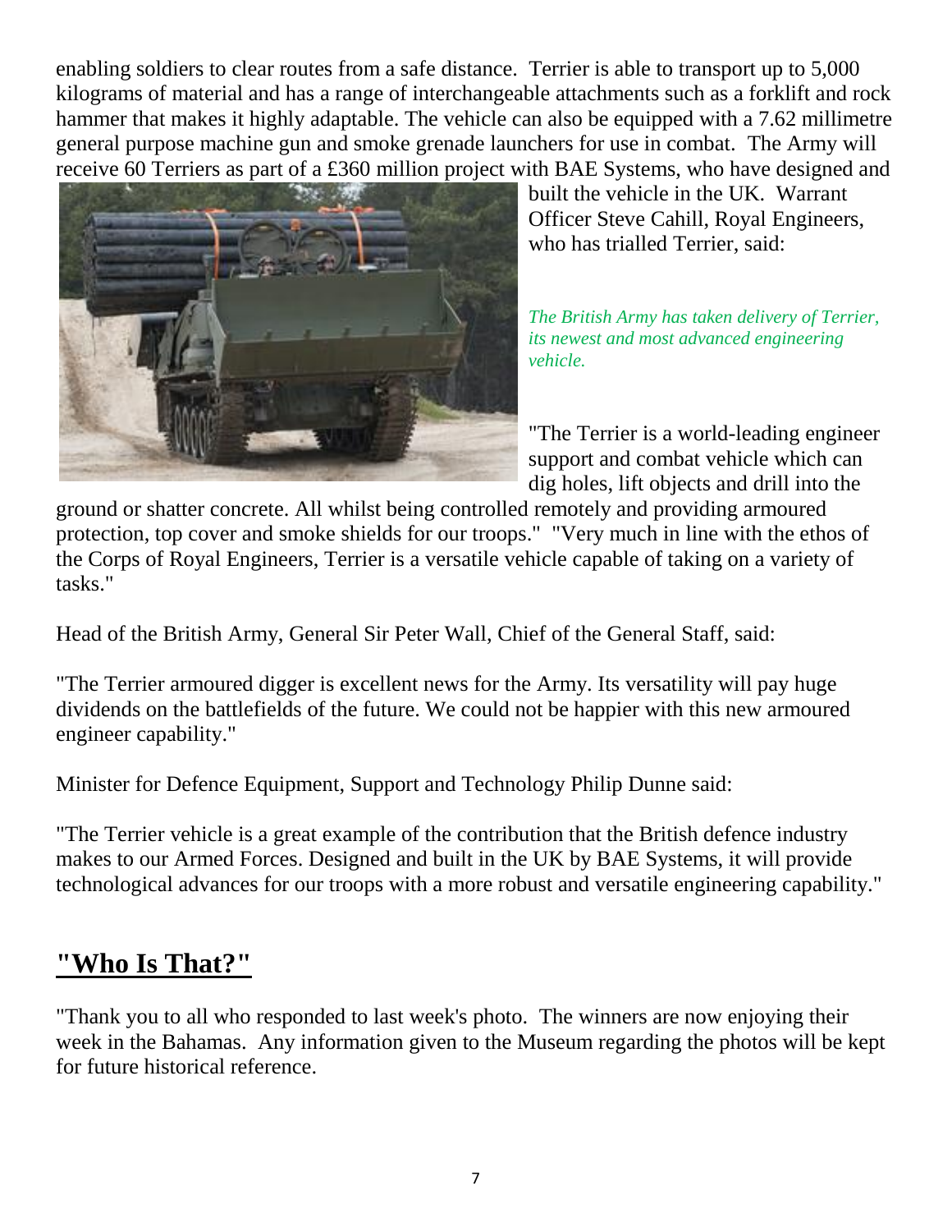enabling soldiers to clear routes from a safe distance. Terrier is able to transport up to 5,000 kilograms of material and has a range of interchangeable attachments such as a forklift and rock hammer that makes it highly adaptable. The vehicle can also be equipped with a 7.62 millimetre general purpose machine gun and smoke grenade launchers for use in combat. The Army will receive 60 Terriers as part of a £360 million project with BAE Systems, who have designed and built the vehicle in the UK. Warrant Officer Steve Cahill, Royal Engineers, who has trialled Terrier, said:

*The British Army has taken delivery of Terrier, its newest and most advanced engineering vehicle.*

"The Terrier is a world-leading engineer support and combat vehicle which can dig holes, lift objects and drill into the ground or shatter concrete. All whilst being controlled remotely and providing armoured protection, top cover and smoke shields for our troops." "Very much in line with the ethos of the Corps of Royal Engineers, Terrier is a versatile vehicle capable of taking on a variety of tasks."

Head of the British Army, General Sir Peter Wall, Chief of the General Staff, said:

"The Terrier armoured digger is excellent news for the Army. Its versatility will pay huge dividends on the battlefields of the future. We could not be happier with this new armoured engineer capability."

Minister for Defence Equipment, Support and Technology Philip Dunne said:

"The Terrier vehicle is a great example of the contribution that the British defence industry makes to our Armed Forces. Designed and built in the UK by BAE Systems, it will provide technological advances for our troops with a more robust and versatile engineering capability."

## "Who Is That?"

"Thank you to all who responded to last week's photo. The winners are now enjoying their week in the Bahamas. Any information given to the Museum regarding the photos will be kept for future historical reference.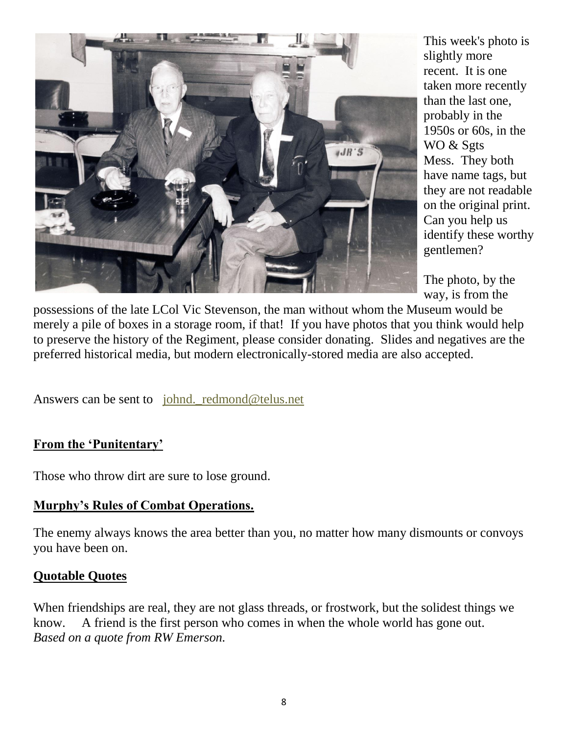This week's photo is slightly more recent. It is one taken more recently than the last one, probably in the 1950s or 60s, in the WO & Sgts Mess. They both have name tags, but they are not readable on the original print. Can you help us identify these worthy gentlemen?

The photo, by the way, is from the possessions of the late LCol Vic Stevenson, the man without whom the Museum would be merely a pile of boxes in a storage room, if that! If you have photos that you think would help to preserve the history of the Regiment, please consider donating. Slides and negatives are the preferred historical media, but modern electronically-stored media are also accepted.

Answers can be sent to johnd._redmond@telus.net

## From the 'Punitentary'

Those who throw dirt are sure to lose ground.

## Murphy's Rules of Combat Operations.

The enemy always knows the area better than you, no matter how many dismounts or convoys you have been on.

## Quotable Quotes

When friendships are real, they are not glass threads, or frostwork, but the solidest things we know. A friend is the first person who comes in when the whole world has gone out.
*Based on a quote from RW Emerson.*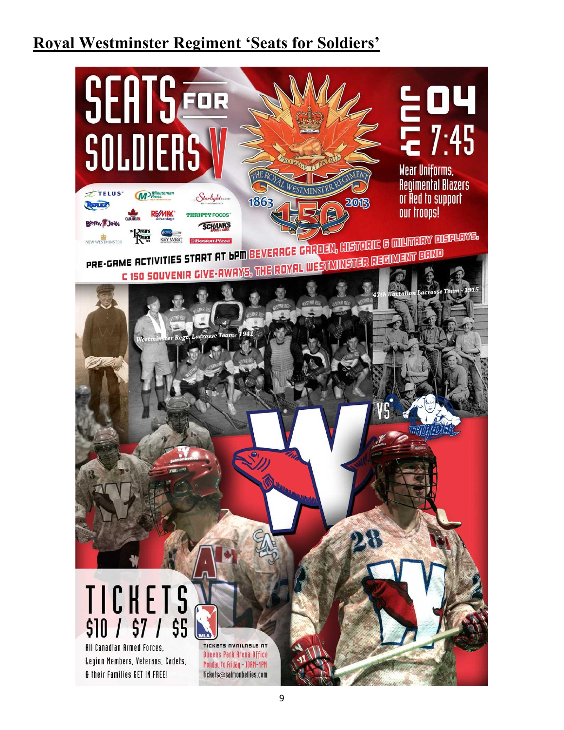## Royal Westminster Regiment 'Seats for Soldiers'

SEATS FOR SOLDIERS V

JUNE 04
7:45

Wear Uniforms, Regimental Blazers or Red to support our troops!

PRO REGE ET PATRIA

THE ROYAL WESTMINSTER REGIMENT

1863 150 2013

PRE-GAME ACTIVITIES START AT 6PM BEVERAGE GARDEN, HISTORIC & MILITARY DISPLAYS, C 150 SOUVENIR GIVE-AWAYS, THE ROYAL WESTMINSTER REGIMENT BAND

Westminster Regt. Lacrosse Team - 1941

47th Battalion Lacrosse Team - 1915

VS

TICKETS
$10 / $7 / $5

All Canadian Armed Forces, Legion Members, Veterans, Cadets, & their Families GET IN FREE!

TICKETS AVAILABLE AT
Queens Park Arena Office
Monday to Friday - 10AM-4PM
tickets@salmonbellies.com